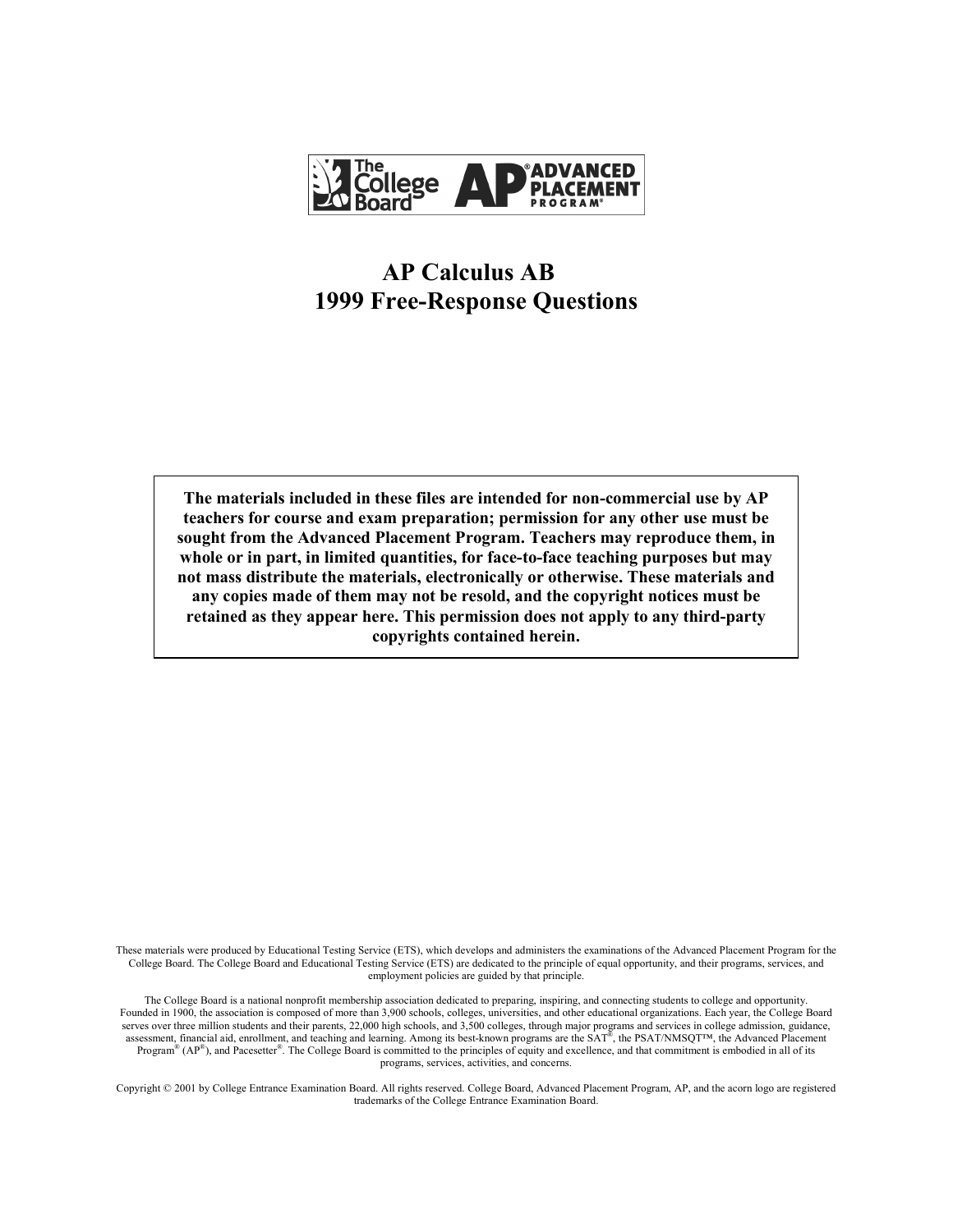The College Board AP® ADVANCED PLACEMENT PROGRAM®

# AP Calculus AB
# 1999 Free-Response Questions

**The materials included in these files are intended for non-commercial use by AP teachers for course and exam preparation; permission for any other use must be sought from the Advanced Placement Program. Teachers may reproduce them, in whole or in part, in limited quantities, for face-to-face teaching purposes but may not mass distribute the materials, electronically or otherwise. These materials and any copies made of them may not be resold, and the copyright notices must be retained as they appear here. This permission does not apply to any third-party copyrights contained herein.**

These materials were produced by Educational Testing Service (ETS), which develops and administers the examinations of the Advanced Placement Program for the College Board. The College Board and Educational Testing Service (ETS) are dedicated to the principle of equal opportunity, and their programs, services, and employment policies are guided by that principle.

The College Board is a national nonprofit membership association dedicated to preparing, inspiring, and connecting students to college and opportunity. Founded in 1900, the association is composed of more than 3,900 schools, colleges, universities, and other educational organizations. Each year, the College Board serves over three million students and their parents, 22,000 high schools, and 3,500 colleges, through major programs and services in college admission, guidance, assessment, financial aid, enrollment, and teaching and learning. Among its best-known programs are the SAT®, the PSAT/NMSQT™, the Advanced Placement Program® (AP®), and Pacesetter®. The College Board is committed to the principles of equity and excellence, and that commitment is embodied in all of its programs, services, activities, and concerns.

Copyright © 2001 by College Entrance Examination Board. All rights reserved. College Board, Advanced Placement Program, AP, and the acorn logo are registered trademarks of the College Entrance Examination Board.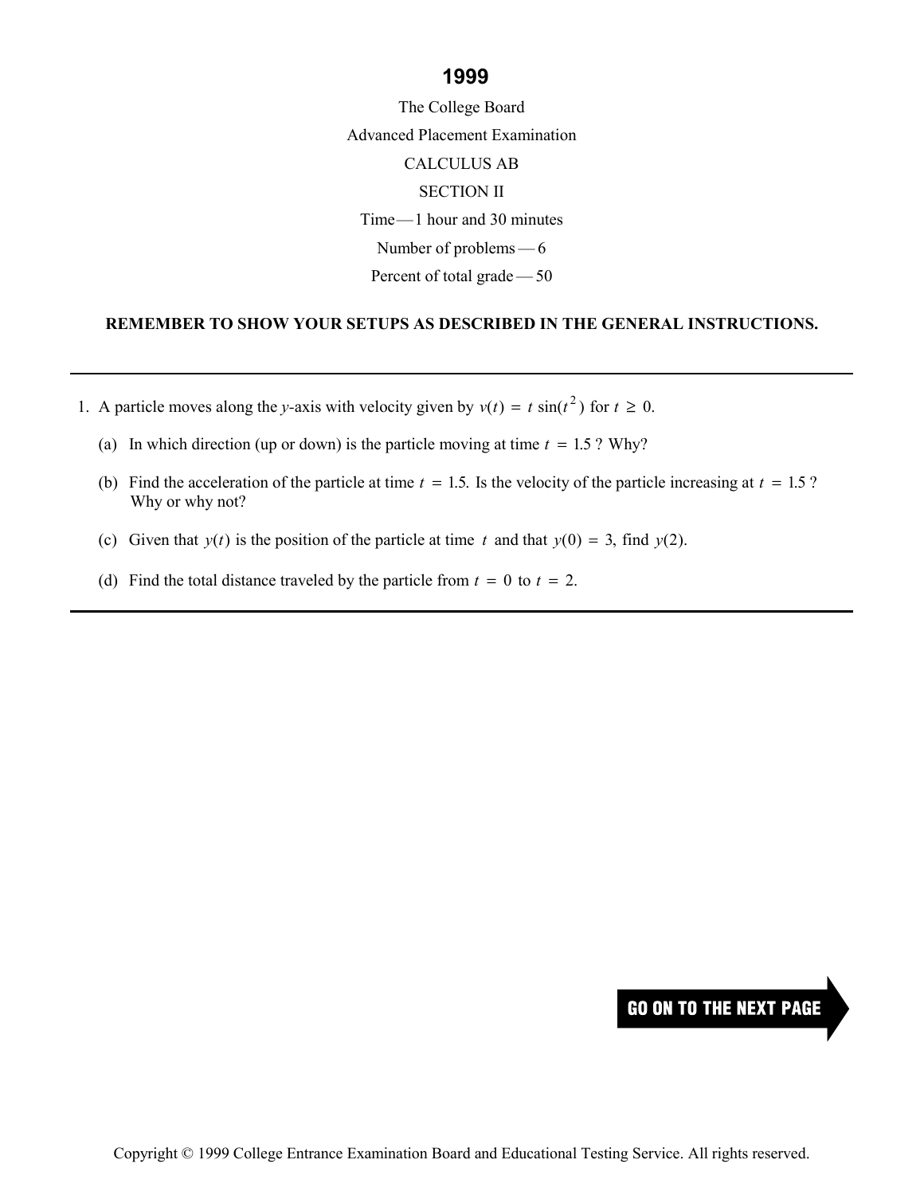# 1999

The College Board

Advanced Placement Examination

CALCULUS AB

SECTION II

Time — 1 hour and 30 minutes

Number of problems — 6

Percent of total grade — 50

**REMEMBER TO SHOW YOUR SETUPS AS DESCRIBED IN THE GENERAL INSTRUCTIONS.**

---

1. A particle moves along the $y$-axis with velocity given by $v(t) = t\sin(t^2)$ for $t \geq 0$.

   (a) In which direction (up or down) is the particle moving at time $t = 1.5$ ? Why?

   (b) Find the acceleration of the particle at time $t = 1.5$. Is the velocity of the particle increasing at $t = 1.5$ ? Why or why not?

   (c) Given that $y(t)$ is the position of the particle at time $t$ and that $y(0) = 3$, find $y(2)$.

   (d) Find the total distance traveled by the particle from $t = 0$ to $t = 2$.

---

GO ON TO THE NEXT PAGE

Copyright © 1999 College Entrance Examination Board and Educational Testing Service. All rights reserved.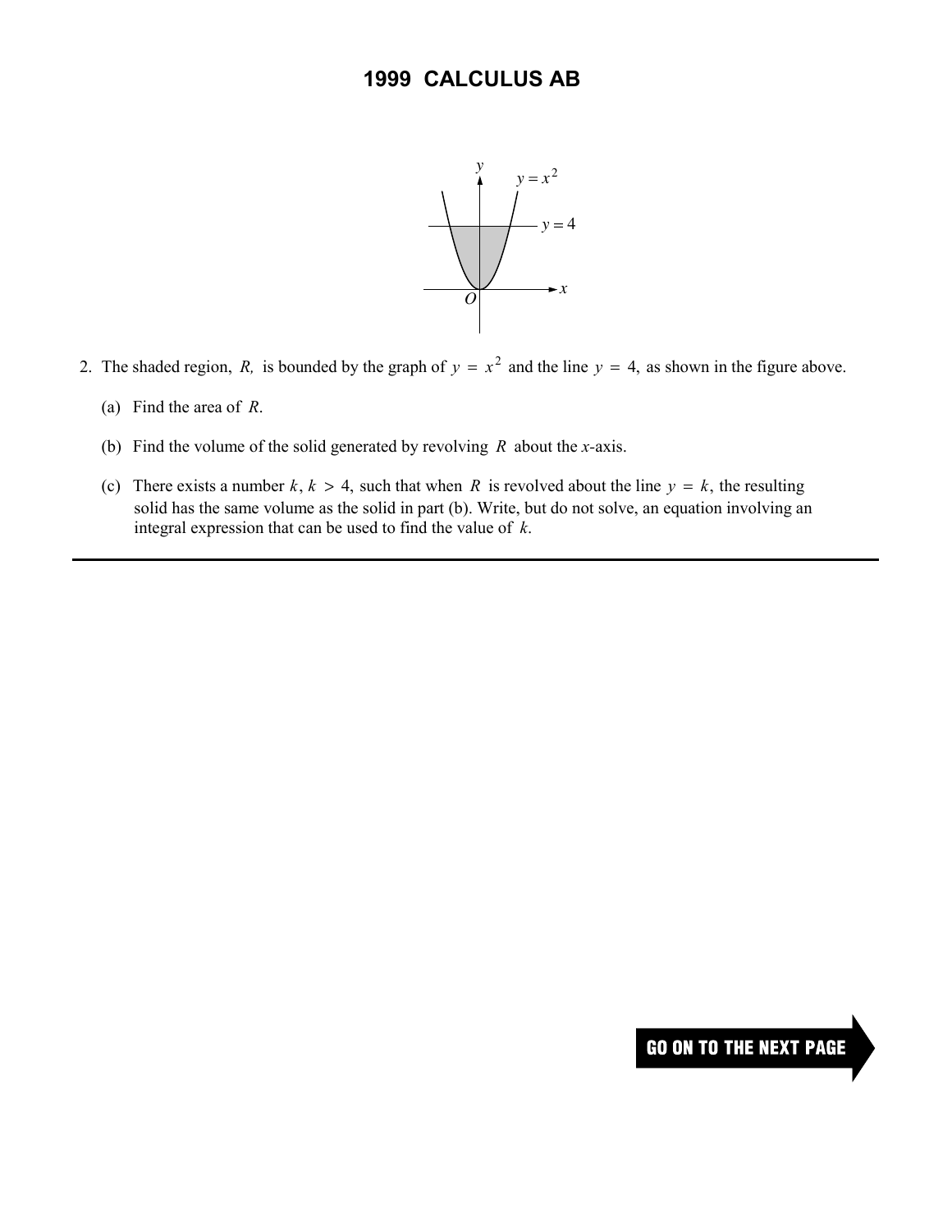# 1999 CALCULUS AB

2. The shaded region, $R$, is bounded by the graph of $y = x^2$ and the line $y = 4$, as shown in the figure above.

   (a) Find the area of $R$.

   (b) Find the volume of the solid generated by revolving $R$ about the $x$-axis.

   (c) There exists a number $k$, $k > 4$, such that when $R$ is revolved about the line $y = k$, the resulting solid has the same volume as the solid in part (b). Write, but do not solve, an equation involving an integral expression that can be used to find the value of $k$.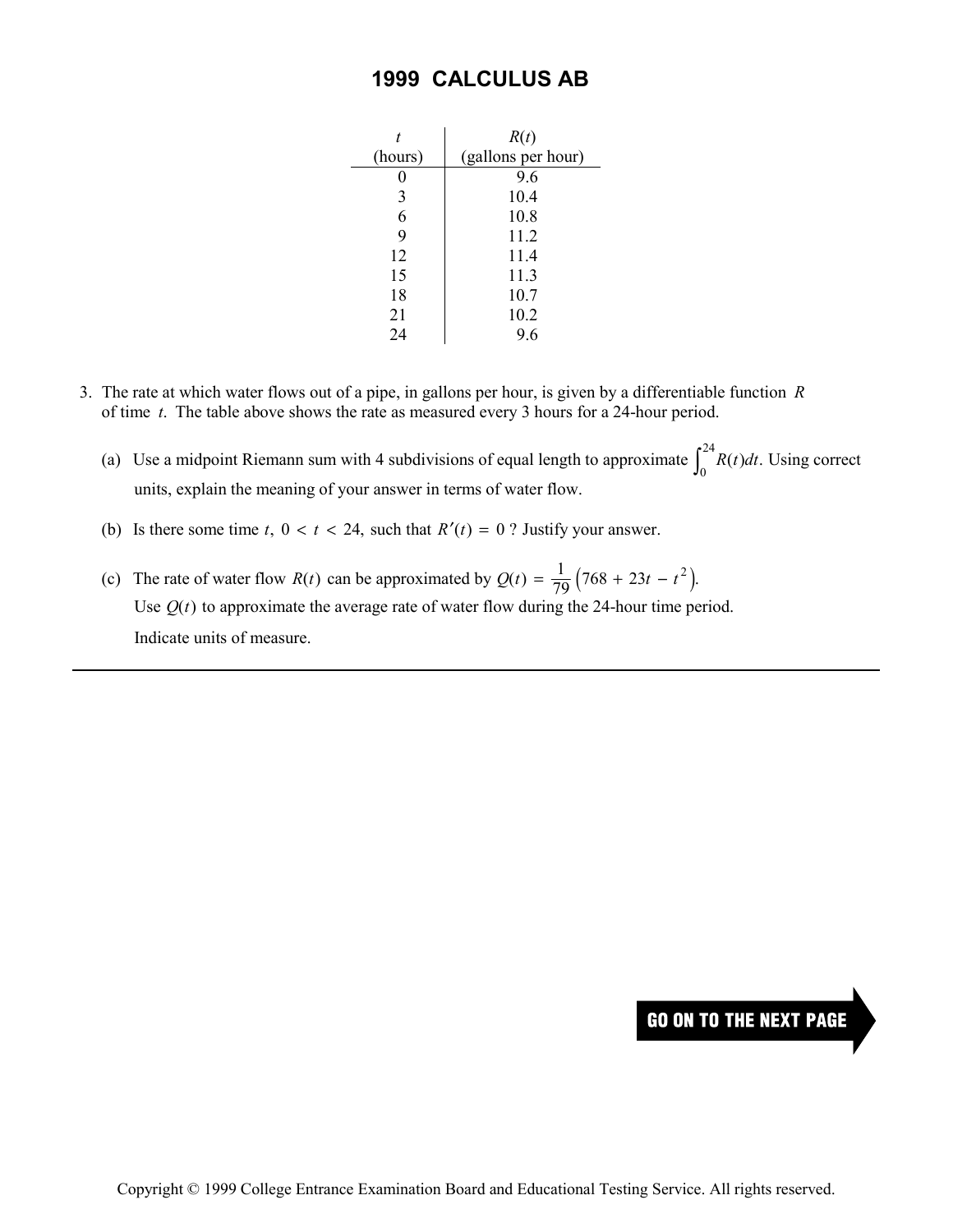# 1999 CALCULUS AB

| $t$ (hours) | $R(t)$ (gallons per hour) |
|---|---|
| 0 | 9.6 |
| 3 | 10.4 |
| 6 | 10.8 |
| 9 | 11.2 |
| 12 | 11.4 |
| 15 | 11.3 |
| 18 | 10.7 |
| 21 | 10.2 |
| 24 | 9.6 |

3. The rate at which water flows out of a pipe, in gallons per hour, is given by a differentiable function $R$ of time $t$. The table above shows the rate as measured every 3 hours for a 24-hour period.

   (a) Use a midpoint Riemann sum with 4 subdivisions of equal length to approximate $\int_0^{24} R(t)\,dt$. Using correct units, explain the meaning of your answer in terms of water flow.

   (b) Is there some time $t$, $0 < t < 24$, such that $R'(t) = 0$? Justify your answer.

   (c) The rate of water flow $R(t)$ can be approximated by $Q(t) = \frac{1}{79}\left(768 + 23t - t^2\right)$. Use $Q(t)$ to approximate the average rate of water flow during the 24-hour time period. Indicate units of measure.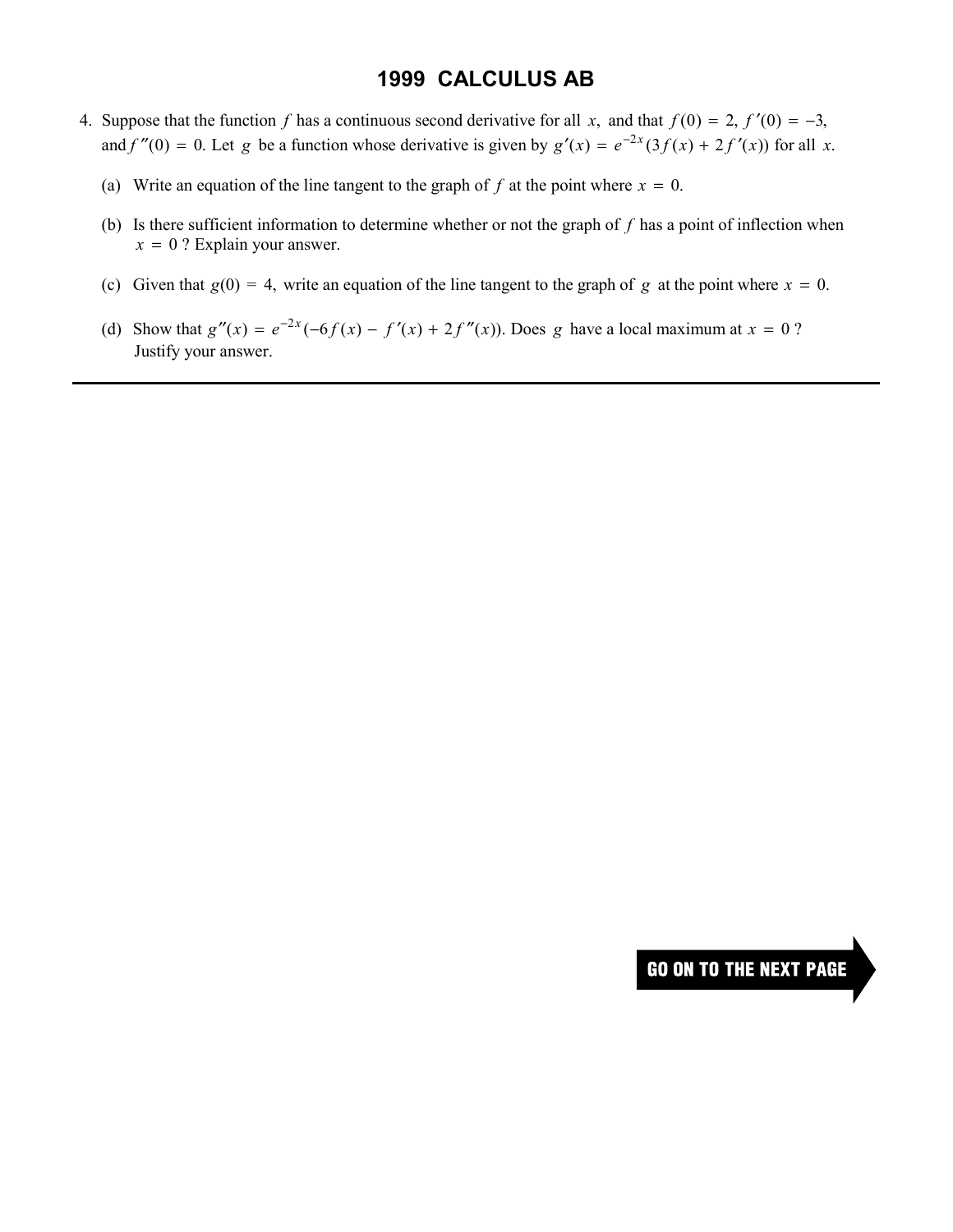# 1999 CALCULUS AB

4. Suppose that the function $f$ has a continuous second derivative for all $x$, and that $f(0) = 2$, $f'(0) = -3$, and $f''(0) = 0$. Let $g$ be a function whose derivative is given by $g'(x) = e^{-2x}(3f(x) + 2f'(x))$ for all $x$.

   (a) Write an equation of the line tangent to the graph of $f$ at the point where $x = 0$.

   (b) Is there sufficient information to determine whether or not the graph of $f$ has a point of inflection when $x = 0$ ? Explain your answer.

   (c) Given that $g(0) = 4$, write an equation of the line tangent to the graph of $g$ at the point where $x = 0$.

   (d) Show that $g''(x) = e^{-2x}(-6f(x) - f'(x) + 2f''(x))$. Does $g$ have a local maximum at $x = 0$ ? Justify your answer.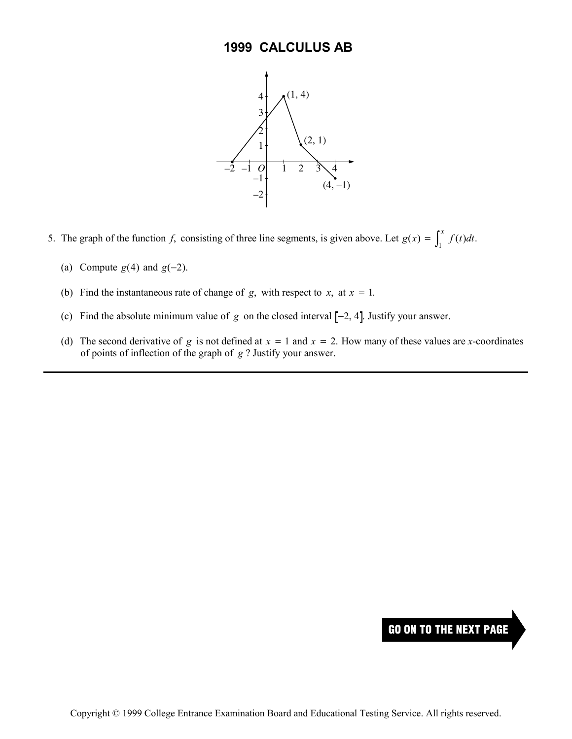# 1999 CALCULUS AB

5. The graph of the function $f$, consisting of three line segments, is given above. Let $g(x) = \int_1^x f(t)\,dt$.

   (a) Compute $g(4)$ and $g(-2)$.

   (b) Find the instantaneous rate of change of $g$, with respect to $x$, at $x = 1$.

   (c) Find the absolute minimum value of $g$ on the closed interval $[-2, 4]$. Justify your answer.

   (d) The second derivative of $g$ is not defined at $x = 1$ and $x = 2$. How many of these values are $x$-coordinates of points of inflection of the graph of $g$? Justify your answer.

GO ON TO THE NEXT PAGE

Copyright © 1999 College Entrance Examination Board and Educational Testing Service. All rights reserved.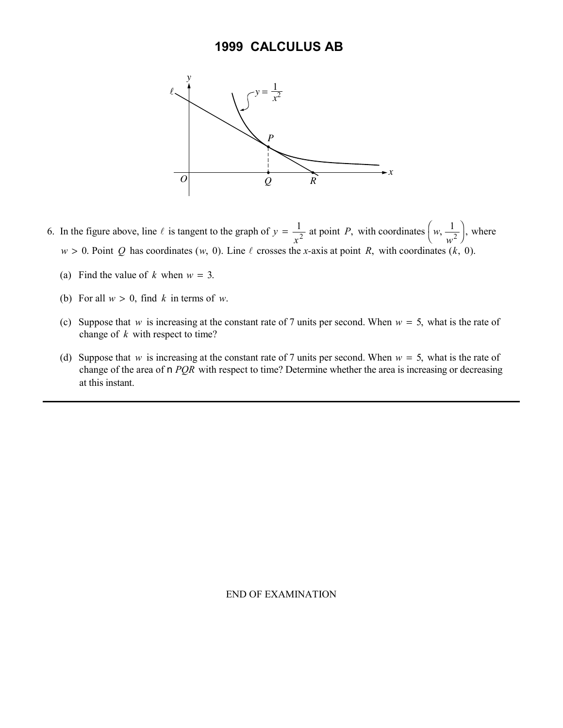# 1999 CALCULUS AB

$\ell$

$y$

$y = \dfrac{1}{x^2}$

$P$

$x$

$O$

$Q$

$R$

6. In the figure above, line $\ell$ is tangent to the graph of $y = \dfrac{1}{x^2}$ at point $P$, with coordinates $\left(w, \dfrac{1}{w^2}\right)$, where $w > 0$. Point $Q$ has coordinates $(w, 0)$. Line $\ell$ crosses the $x$-axis at point $R$, with coordinates $(k, 0)$.

   (a) Find the value of $k$ when $w = 3$.

   (b) For all $w > 0$, find $k$ in terms of $w$.

   (c) Suppose that $w$ is increasing at the constant rate of 7 units per second. When $w = 5$, what is the rate of change of $k$ with respect to time?

   (d) Suppose that $w$ is increasing at the constant rate of 7 units per second. When $w = 5$, what is the rate of change of the area of $\triangle PQR$ with respect to time? Determine whether the area is increasing or decreasing at this instant.

---

END OF EXAMINATION